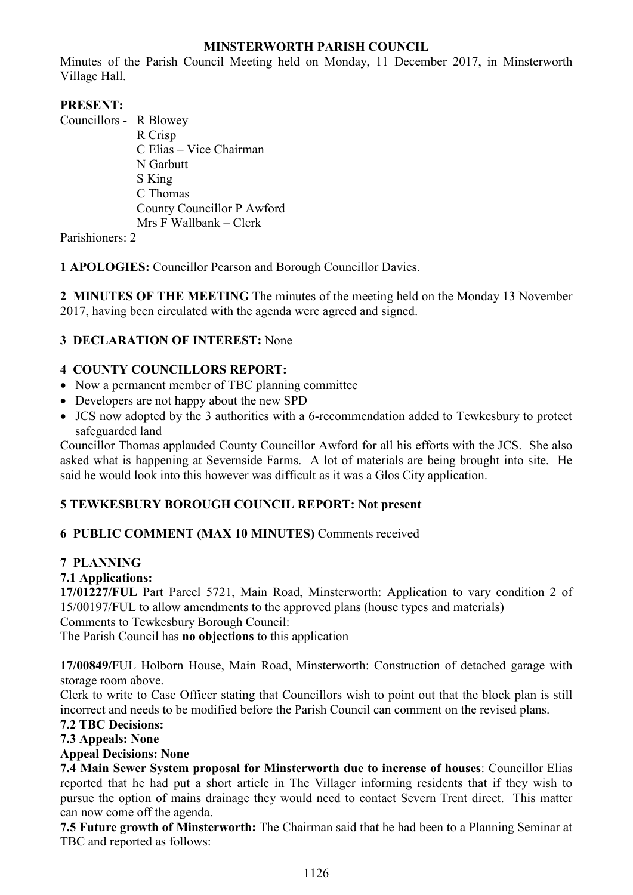# MINSTERWORTH PARISH COUNCIL

Minutes of the Parish Council Meeting held on Monday, 11 December 2017, in Minsterworth Village Hall.

**PRESENT:**

Councillors - R Blowey
R Crisp
C Elias – Vice Chairman
N Garbutt
S King
C Thomas
County Councillor P Awford
Mrs F Wallbank – Clerk

Parishioners: 2

**1 APOLOGIES:** Councillor Pearson and Borough Councillor Davies.

**2 MINUTES OF THE MEETING** The minutes of the meeting held on the Monday 13 November 2017, having been circulated with the agenda were agreed and signed.

**3 DECLARATION OF INTEREST:** None

**4 COUNTY COUNCILLORS REPORT:**

- Now a permanent member of TBC planning committee
- Developers are not happy about the new SPD
- JCS now adopted by the 3 authorities with a 6-recommendation added to Tewkesbury to protect safeguarded land

Councillor Thomas applauded County Councillor Awford for all his efforts with the JCS. She also asked what is happening at Severnside Farms. A lot of materials are being brought into site. He said he would look into this however was difficult as it was a Glos City application.

**5 TEWKESBURY BOROUGH COUNCIL REPORT: Not present**

**6 PUBLIC COMMENT (MAX 10 MINUTES)** Comments received

**7 PLANNING**

**7.1 Applications:**

**17/01227/FUL** Part Parcel 5721, Main Road, Minsterworth: Application to vary condition 2 of 15/00197/FUL to allow amendments to the approved plans (house types and materials)
Comments to Tewkesbury Borough Council:
The Parish Council has **no objections** to this application

**17/00849/**FUL Holborn House, Main Road, Minsterworth: Construction of detached garage with storage room above.
Clerk to write to Case Officer stating that Councillors wish to point out that the block plan is still incorrect and needs to be modified before the Parish Council can comment on the revised plans.

**7.2 TBC Decisions:**

**7.3 Appeals: None**

**Appeal Decisions: None**

**7.4 Main Sewer System proposal for Minsterworth due to increase of houses**: Councillor Elias reported that he had put a short article in The Villager informing residents that if they wish to pursue the option of mains drainage they would need to contact Severn Trent direct. This matter can now come off the agenda.

**7.5 Future growth of Minsterworth:** The Chairman said that he had been to a Planning Seminar at TBC and reported as follows: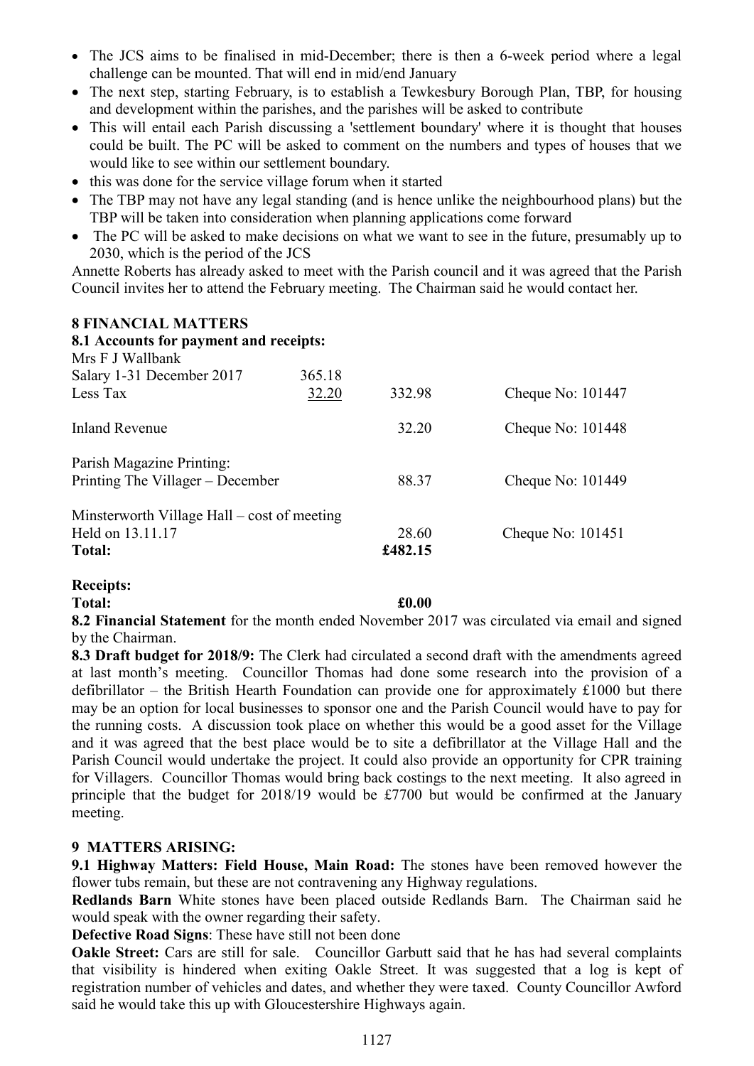- The JCS aims to be finalised in mid-December; there is then a 6-week period where a legal challenge can be mounted. That will end in mid/end January
- The next step, starting February, is to establish a Tewkesbury Borough Plan, TBP, for housing and development within the parishes, and the parishes will be asked to contribute
- This will entail each Parish discussing a 'settlement boundary' where it is thought that houses could be built. The PC will be asked to comment on the numbers and types of houses that we would like to see within our settlement boundary.
- this was done for the service village forum when it started
- The TBP may not have any legal standing (and is hence unlike the neighbourhood plans) but the TBP will be taken into consideration when planning applications come forward
- The PC will be asked to make decisions on what we want to see in the future, presumably up to 2030, which is the period of the JCS

Annette Roberts has already asked to meet with the Parish council and it was agreed that the Parish Council invites her to attend the February meeting. The Chairman said he would contact her.

## 8 FINANCIAL MATTERS

**8.1 Accounts for payment and receipts:**

| | | | |
|---|---|---|---|
| Mrs F J Wallbank | | | |
| Salary 1-31 December 2017 | 365.18 | | |
| Less Tax | 32.20 | 332.98 | Cheque No: 101447 |
| Inland Revenue | | 32.20 | Cheque No: 101448 |
| Parish Magazine Printing: | | | |
| Printing The Villager – December | | 88.37 | Cheque No: 101449 |
| Minsterworth Village Hall – cost of meeting | | | |
| Held on 13.11.17 | | 28.60 | Cheque No: 101451 |
| **Total:** | | **£482.15** | |

**Receipts:**

**Total: £0.00**

**8.2 Financial Statement** for the month ended November 2017 was circulated via email and signed by the Chairman.

**8.3 Draft budget for 2018/9:** The Clerk had circulated a second draft with the amendments agreed at last month's meeting. Councillor Thomas had done some research into the provision of a defibrillator – the British Hearth Foundation can provide one for approximately £1000 but there may be an option for local businesses to sponsor one and the Parish Council would have to pay for the running costs. A discussion took place on whether this would be a good asset for the Village and it was agreed that the best place would be to site a defibrillator at the Village Hall and the Parish Council would undertake the project. It could also provide an opportunity for CPR training for Villagers. Councillor Thomas would bring back costings to the next meeting. It also agreed in principle that the budget for 2018/19 would be £7700 but would be confirmed at the January meeting.

## 9 MATTERS ARISING:

**9.1 Highway Matters: Field House, Main Road:** The stones have been removed however the flower tubs remain, but these are not contravening any Highway regulations.

**Redlands Barn** White stones have been placed outside Redlands Barn. The Chairman said he would speak with the owner regarding their safety.

**Defective Road Signs**: These have still not been done

**Oakle Street:** Cars are still for sale. Councillor Garbutt said that he has had several complaints that visibility is hindered when exiting Oakle Street. It was suggested that a log is kept of registration number of vehicles and dates, and whether they were taxed. County Councillor Awford said he would take this up with Gloucestershire Highways again.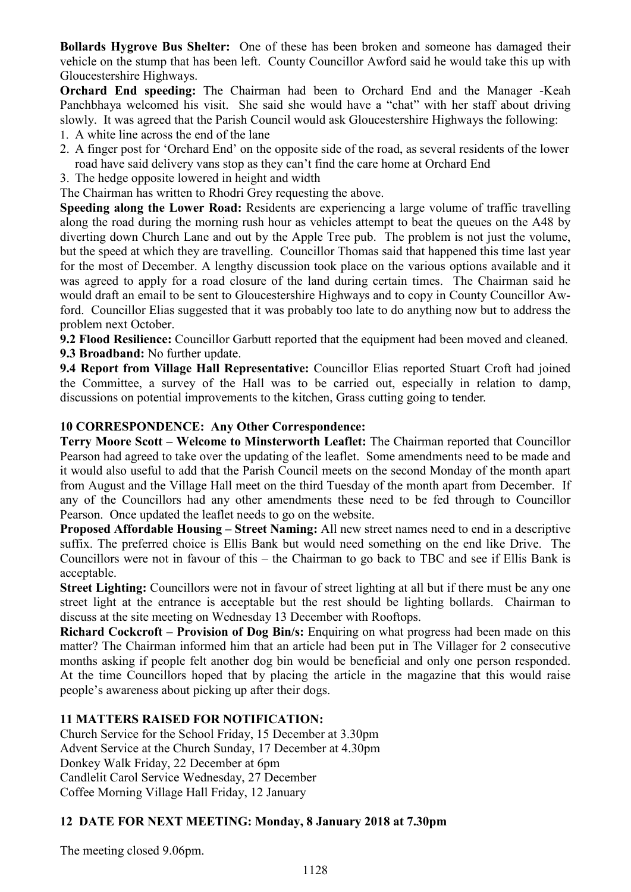**Bollards Hygrove Bus Shelter:** One of these has been broken and someone has damaged their vehicle on the stump that has been left. County Councillor Awford said he would take this up with Gloucestershire Highways.

**Orchard End speeding:** The Chairman had been to Orchard End and the Manager -Keah Panchbhaya welcomed his visit. She said she would have a "chat" with her staff about driving slowly. It was agreed that the Parish Council would ask Gloucestershire Highways the following:

1. A white line across the end of the lane
2. A finger post for 'Orchard End' on the opposite side of the road, as several residents of the lower road have said delivery vans stop as they can't find the care home at Orchard End
3. The hedge opposite lowered in height and width

The Chairman has written to Rhodri Grey requesting the above.

**Speeding along the Lower Road:** Residents are experiencing a large volume of traffic travelling along the road during the morning rush hour as vehicles attempt to beat the queues on the A48 by diverting down Church Lane and out by the Apple Tree pub. The problem is not just the volume, but the speed at which they are travelling. Councillor Thomas said that happened this time last year for the most of December. A lengthy discussion took place on the various options available and it was agreed to apply for a road closure of the land during certain times. The Chairman said he would draft an email to be sent to Gloucestershire Highways and to copy in County Councillor Awford. Councillor Elias suggested that it was probably too late to do anything now but to address the problem next October.

**9.2 Flood Resilience:** Councillor Garbutt reported that the equipment had been moved and cleaned.

**9.3 Broadband:** No further update.

**9.4 Report from Village Hall Representative:** Councillor Elias reported Stuart Croft had joined the Committee, a survey of the Hall was to be carried out, especially in relation to damp, discussions on potential improvements to the kitchen, Grass cutting going to tender.

**10 CORRESPONDENCE: Any Other Correspondence:**

**Terry Moore Scott – Welcome to Minsterworth Leaflet:** The Chairman reported that Councillor Pearson had agreed to take over the updating of the leaflet. Some amendments need to be made and it would also useful to add that the Parish Council meets on the second Monday of the month apart from August and the Village Hall meet on the third Tuesday of the month apart from December. If any of the Councillors had any other amendments these need to be fed through to Councillor Pearson. Once updated the leaflet needs to go on the website.

**Proposed Affordable Housing – Street Naming:** All new street names need to end in a descriptive suffix. The preferred choice is Ellis Bank but would need something on the end like Drive. The Councillors were not in favour of this – the Chairman to go back to TBC and see if Ellis Bank is acceptable.

**Street Lighting:** Councillors were not in favour of street lighting at all but if there must be any one street light at the entrance is acceptable but the rest should be lighting bollards. Chairman to discuss at the site meeting on Wednesday 13 December with Rooftops.

**Richard Cockcroft – Provision of Dog Bin/s:** Enquiring on what progress had been made on this matter? The Chairman informed him that an article had been put in The Villager for 2 consecutive months asking if people felt another dog bin would be beneficial and only one person responded. At the time Councillors hoped that by placing the article in the magazine that this would raise people's awareness about picking up after their dogs.

**11 MATTERS RAISED FOR NOTIFICATION:**

Church Service for the School Friday, 15 December at 3.30pm
Advent Service at the Church Sunday, 17 December at 4.30pm
Donkey Walk Friday, 22 December at 6pm
Candlelit Carol Service Wednesday, 27 December
Coffee Morning Village Hall Friday, 12 January

**12 DATE FOR NEXT MEETING: Monday, 8 January 2018 at 7.30pm**

The meeting closed 9.06pm.